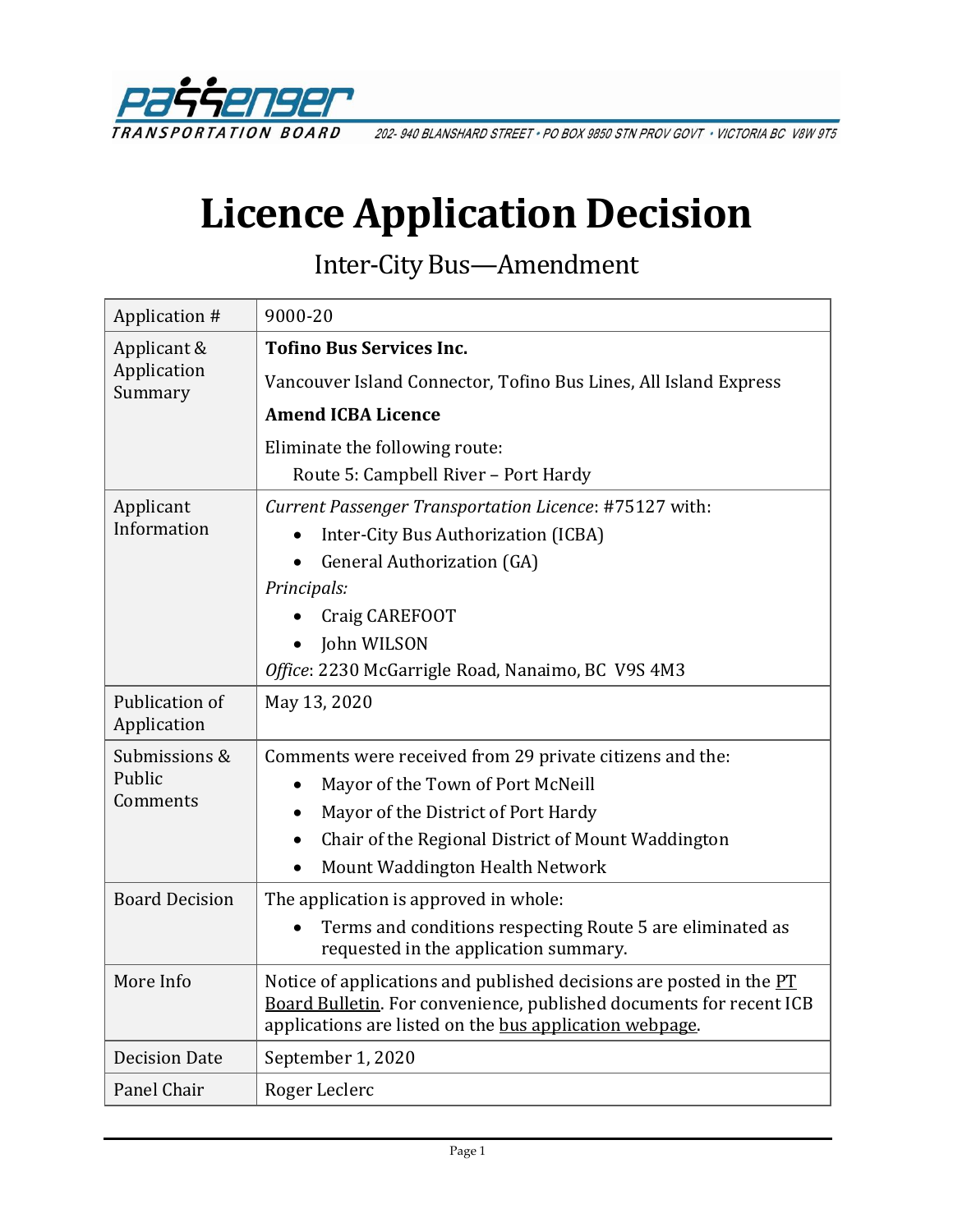PASSENGER TRANSPORTATION BOARD 202- 940 BLANSHARD STREET • PO BOX 9850 STN PROV GOVT • VICTORIA BC V8W 9T5

# Licence Application Decision

## Inter-City Bus—Amendment

| | |
|---|---|
| Application # | 9000-20 |
| Applicant & Application Summary | **Tofino Bus Services Inc.**<br>Vancouver Island Connector, Tofino Bus Lines, All Island Express<br>**Amend ICBA Licence**<br>Eliminate the following route:<br>Route 5: Campbell River – Port Hardy |
| Applicant Information | *Current Passenger Transportation Licence*: #75127 with:<br>• Inter-City Bus Authorization (ICBA)<br>• General Authorization (GA)<br>*Principals:*<br>• Craig CAREFOOT<br>• John WILSON<br>*Office*: 2230 McGarrigle Road, Nanaimo, BC V9S 4M3 |
| Publication of Application | May 13, 2020 |
| Submissions & Public Comments | Comments were received from 29 private citizens and the:<br>• Mayor of the Town of Port McNeill<br>• Mayor of the District of Port Hardy<br>• Chair of the Regional District of Mount Waddington<br>• Mount Waddington Health Network |
| Board Decision | The application is approved in whole:<br>• Terms and conditions respecting Route 5 are eliminated as requested in the application summary. |
| More Info | Notice of applications and published decisions are posted in the PT Board Bulletin. For convenience, published documents for recent ICB applications are listed on the bus application webpage. |
| Decision Date | September 1, 2020 |
| Panel Chair | Roger Leclerc |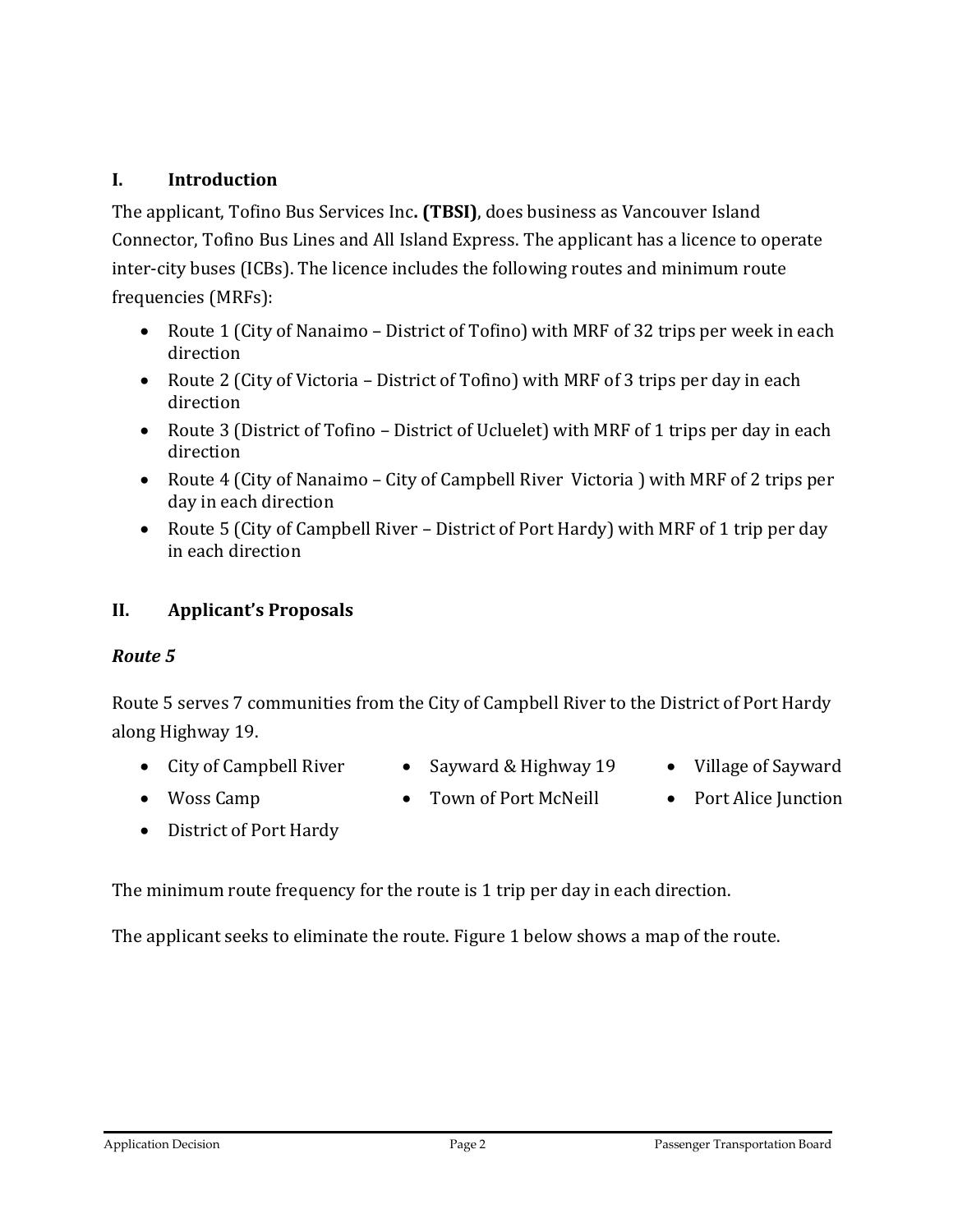## I. Introduction

The applicant, Tofino Bus Services Inc**. (TBSI)**, does business as Vancouver Island Connector, Tofino Bus Lines and All Island Express. The applicant has a licence to operate inter-city buses (ICBs). The licence includes the following routes and minimum route frequencies (MRFs):

- Route 1 (City of Nanaimo – District of Tofino) with MRF of 32 trips per week in each direction
- Route 2 (City of Victoria – District of Tofino) with MRF of 3 trips per day in each direction
- Route 3 (District of Tofino – District of Ucluelet) with MRF of 1 trips per day in each direction
- Route 4 (City of Nanaimo – City of Campbell River Victoria ) with MRF of 2 trips per day in each direction
- Route 5 (City of Campbell River – District of Port Hardy) with MRF of 1 trip per day in each direction

## II. Applicant's Proposals

### *Route 5*

Route 5 serves 7 communities from the City of Campbell River to the District of Port Hardy along Highway 19.

- City of Campbell River
- Sayward & Highway 19
- Village of Sayward
- Woss Camp
- Town of Port McNeill
- Port Alice Junction
- District of Port Hardy

The minimum route frequency for the route is 1 trip per day in each direction.

The applicant seeks to eliminate the route. Figure 1 below shows a map of the route.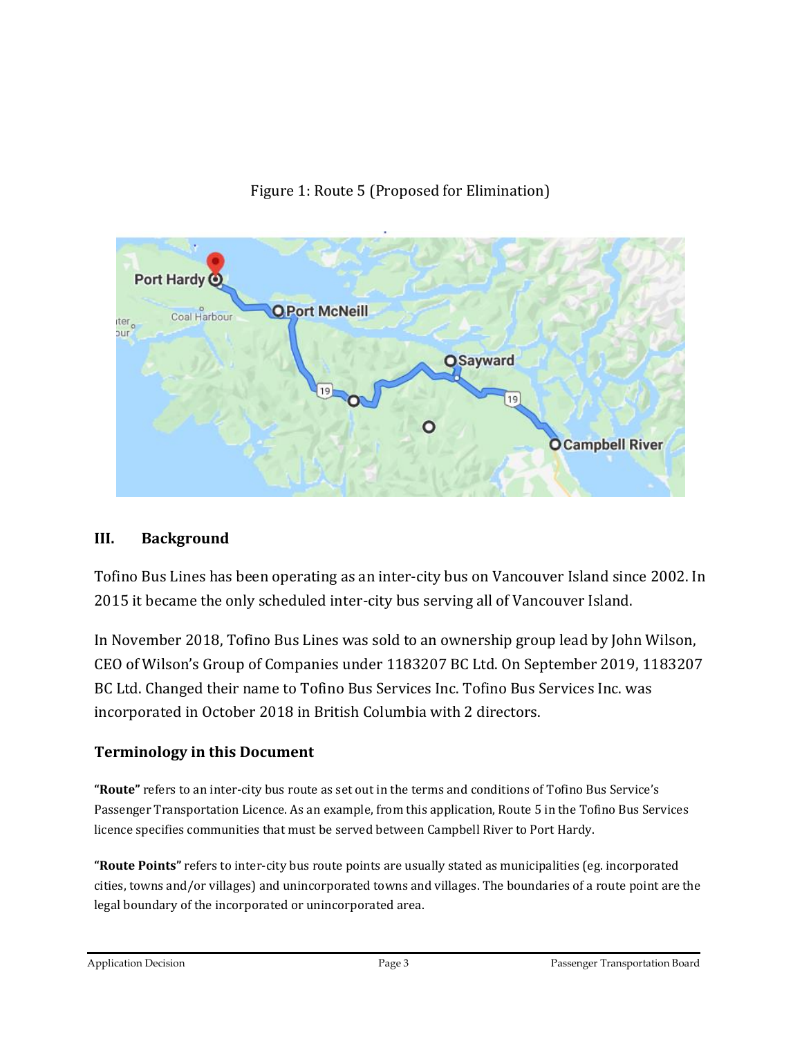Figure 1: Route 5 (Proposed for Elimination)

## III. Background

Tofino Bus Lines has been operating as an inter-city bus on Vancouver Island since 2002. In 2015 it became the only scheduled inter-city bus serving all of Vancouver Island.

In November 2018, Tofino Bus Lines was sold to an ownership group lead by John Wilson, CEO of Wilson's Group of Companies under 1183207 BC Ltd. On September 2019, 1183207 BC Ltd. Changed their name to Tofino Bus Services Inc. Tofino Bus Services Inc. was incorporated in October 2018 in British Columbia with 2 directors.

### Terminology in this Document

**"Route"** refers to an inter-city bus route as set out in the terms and conditions of Tofino Bus Service's Passenger Transportation Licence. As an example, from this application, Route 5 in the Tofino Bus Services licence specifies communities that must be served between Campbell River to Port Hardy.

**"Route Points"** refers to inter-city bus route points are usually stated as municipalities (eg. incorporated cities, towns and/or villages) and unincorporated towns and villages. The boundaries of a route point are the legal boundary of the incorporated or unincorporated area.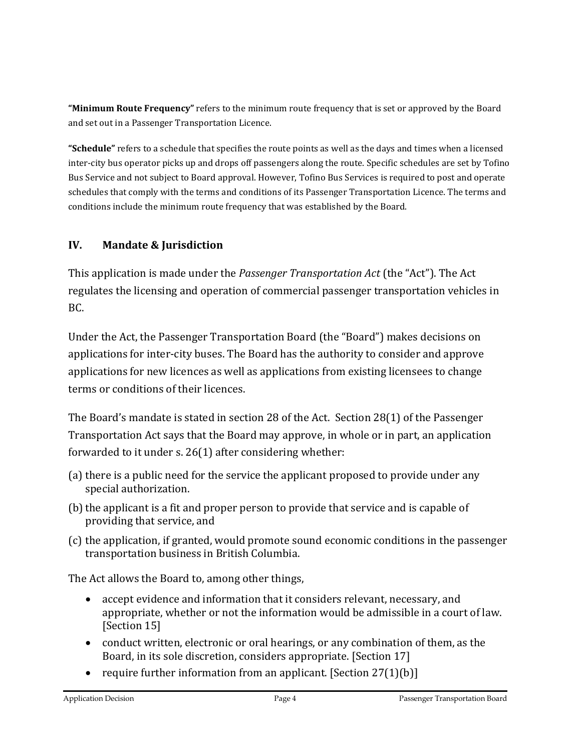**"Minimum Route Frequency"** refers to the minimum route frequency that is set or approved by the Board and set out in a Passenger Transportation Licence.

**"Schedule"** refers to a schedule that specifies the route points as well as the days and times when a licensed inter-city bus operator picks up and drops off passengers along the route. Specific schedules are set by Tofino Bus Service and not subject to Board approval. However, Tofino Bus Services is required to post and operate schedules that comply with the terms and conditions of its Passenger Transportation Licence. The terms and conditions include the minimum route frequency that was established by the Board.

## IV. Mandate & Jurisdiction

This application is made under the *Passenger Transportation Act* (the "Act"). The Act regulates the licensing and operation of commercial passenger transportation vehicles in BC.

Under the Act, the Passenger Transportation Board (the "Board") makes decisions on applications for inter-city buses. The Board has the authority to consider and approve applications for new licences as well as applications from existing licensees to change terms or conditions of their licences.

The Board's mandate is stated in section 28 of the Act. Section 28(1) of the Passenger Transportation Act says that the Board may approve, in whole or in part, an application forwarded to it under s. 26(1) after considering whether:

(a) there is a public need for the service the applicant proposed to provide under any special authorization.

(b) the applicant is a fit and proper person to provide that service and is capable of providing that service, and

(c) the application, if granted, would promote sound economic conditions in the passenger transportation business in British Columbia.

The Act allows the Board to, among other things,

- accept evidence and information that it considers relevant, necessary, and appropriate, whether or not the information would be admissible in a court of law. [Section 15]
- conduct written, electronic or oral hearings, or any combination of them, as the Board, in its sole discretion, considers appropriate. [Section 17]
- require further information from an applicant. [Section 27(1)(b)]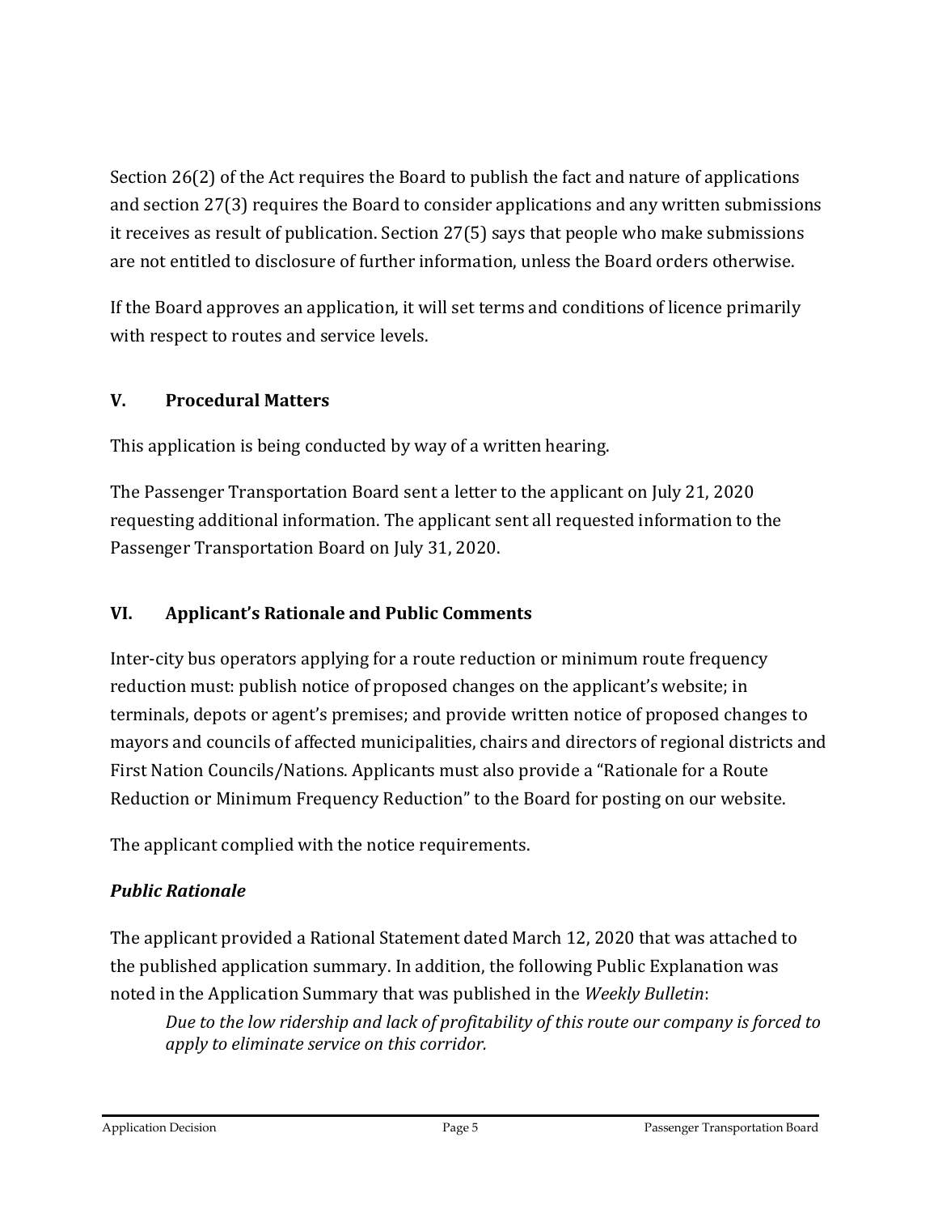Section 26(2) of the Act requires the Board to publish the fact and nature of applications and section 27(3) requires the Board to consider applications and any written submissions it receives as result of publication. Section 27(5) says that people who make submissions are not entitled to disclosure of further information, unless the Board orders otherwise.

If the Board approves an application, it will set terms and conditions of licence primarily with respect to routes and service levels.

## V. Procedural Matters

This application is being conducted by way of a written hearing.

The Passenger Transportation Board sent a letter to the applicant on July 21, 2020 requesting additional information. The applicant sent all requested information to the Passenger Transportation Board on July 31, 2020.

## VI. Applicant's Rationale and Public Comments

Inter-city bus operators applying for a route reduction or minimum route frequency reduction must: publish notice of proposed changes on the applicant's website; in terminals, depots or agent's premises; and provide written notice of proposed changes to mayors and councils of affected municipalities, chairs and directors of regional districts and First Nation Councils/Nations. Applicants must also provide a "Rationale for a Route Reduction or Minimum Frequency Reduction" to the Board for posting on our website.

The applicant complied with the notice requirements.

### *Public Rationale*

The applicant provided a Rational Statement dated March 12, 2020 that was attached to the published application summary. In addition, the following Public Explanation was noted in the Application Summary that was published in the *Weekly Bulletin*:

> *Due to the low ridership and lack of profitability of this route our company is forced to apply to eliminate service on this corridor.*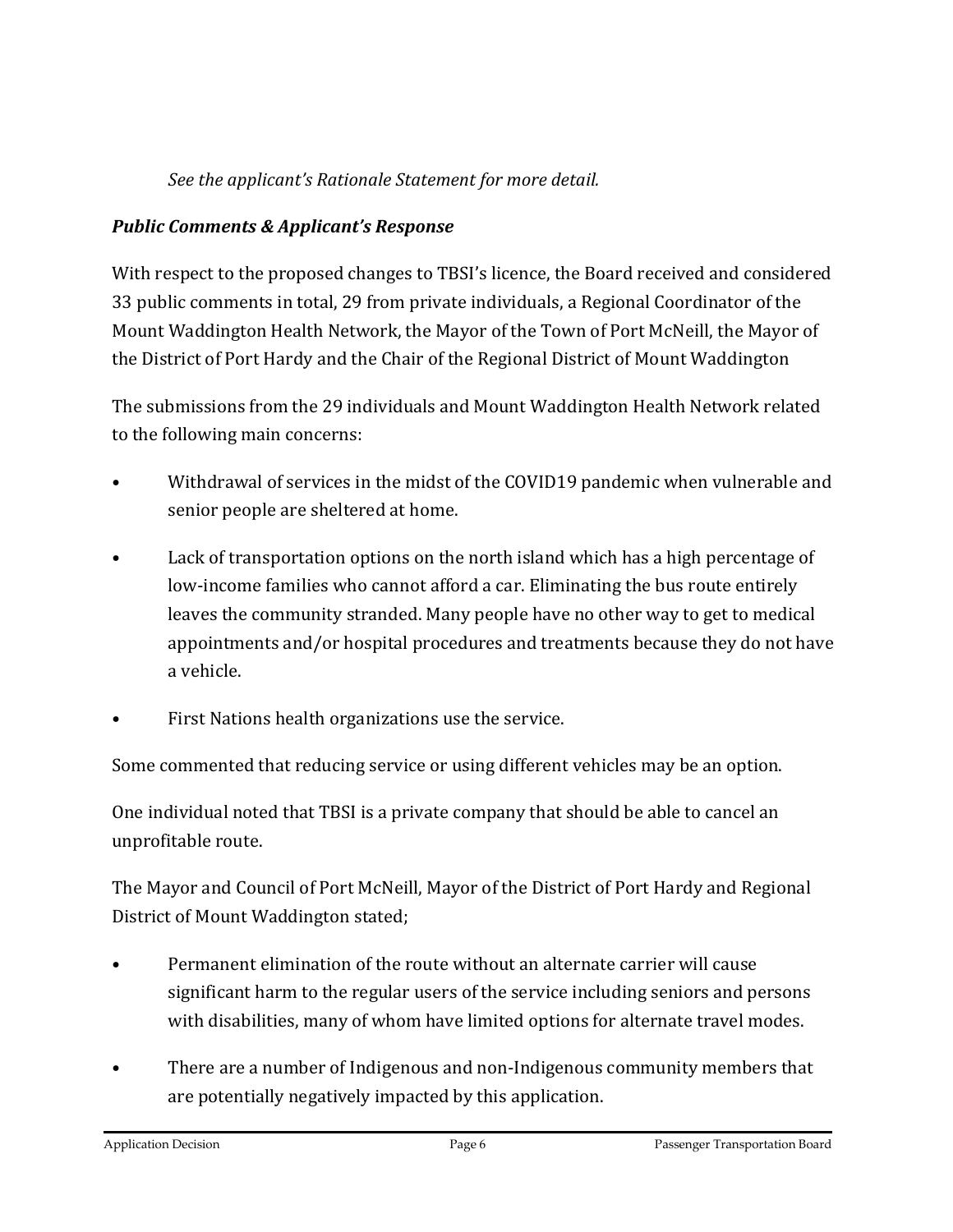*See the applicant's Rationale Statement for more detail.*

***Public Comments & Applicant's Response***

With respect to the proposed changes to TBSI's licence, the Board received and considered 33 public comments in total, 29 from private individuals, a Regional Coordinator of the Mount Waddington Health Network, the Mayor of the Town of Port McNeill, the Mayor of the District of Port Hardy and the Chair of the Regional District of Mount Waddington

The submissions from the 29 individuals and Mount Waddington Health Network related to the following main concerns:

- Withdrawal of services in the midst of the COVID19 pandemic when vulnerable and senior people are sheltered at home.
- Lack of transportation options on the north island which has a high percentage of low-income families who cannot afford a car. Eliminating the bus route entirely leaves the community stranded. Many people have no other way to get to medical appointments and/or hospital procedures and treatments because they do not have a vehicle.
- First Nations health organizations use the service.

Some commented that reducing service or using different vehicles may be an option.

One individual noted that TBSI is a private company that should be able to cancel an unprofitable route.

The Mayor and Council of Port McNeill, Mayor of the District of Port Hardy and Regional District of Mount Waddington stated;

- Permanent elimination of the route without an alternate carrier will cause significant harm to the regular users of the service including seniors and persons with disabilities, many of whom have limited options for alternate travel modes.
- There are a number of Indigenous and non-Indigenous community members that are potentially negatively impacted by this application.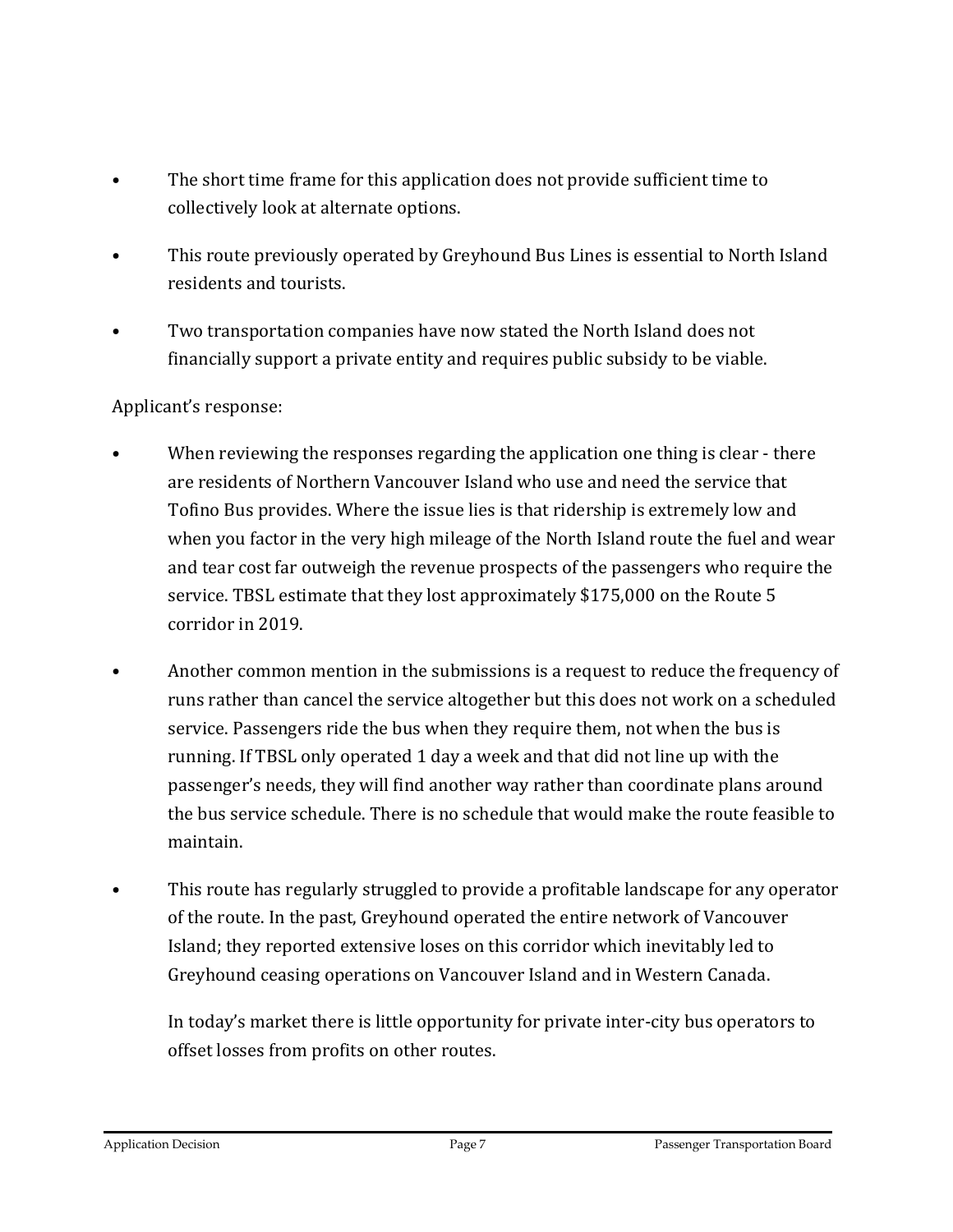- The short time frame for this application does not provide sufficient time to collectively look at alternate options.
- This route previously operated by Greyhound Bus Lines is essential to North Island residents and tourists.
- Two transportation companies have now stated the North Island does not financially support a private entity and requires public subsidy to be viable.

Applicant's response:

- When reviewing the responses regarding the application one thing is clear - there are residents of Northern Vancouver Island who use and need the service that Tofino Bus provides. Where the issue lies is that ridership is extremely low and when you factor in the very high mileage of the North Island route the fuel and wear and tear cost far outweigh the revenue prospects of the passengers who require the service. TBSL estimate that they lost approximately $175,000 on the Route 5 corridor in 2019.
- Another common mention in the submissions is a request to reduce the frequency of runs rather than cancel the service altogether but this does not work on a scheduled service. Passengers ride the bus when they require them, not when the bus is running. If TBSL only operated 1 day a week and that did not line up with the passenger's needs, they will find another way rather than coordinate plans around the bus service schedule. There is no schedule that would make the route feasible to maintain.
- This route has regularly struggled to provide a profitable landscape for any operator of the route. In the past, Greyhound operated the entire network of Vancouver Island; they reported extensive loses on this corridor which inevitably led to Greyhound ceasing operations on Vancouver Island and in Western Canada.

  In today's market there is little opportunity for private inter-city bus operators to offset losses from profits on other routes.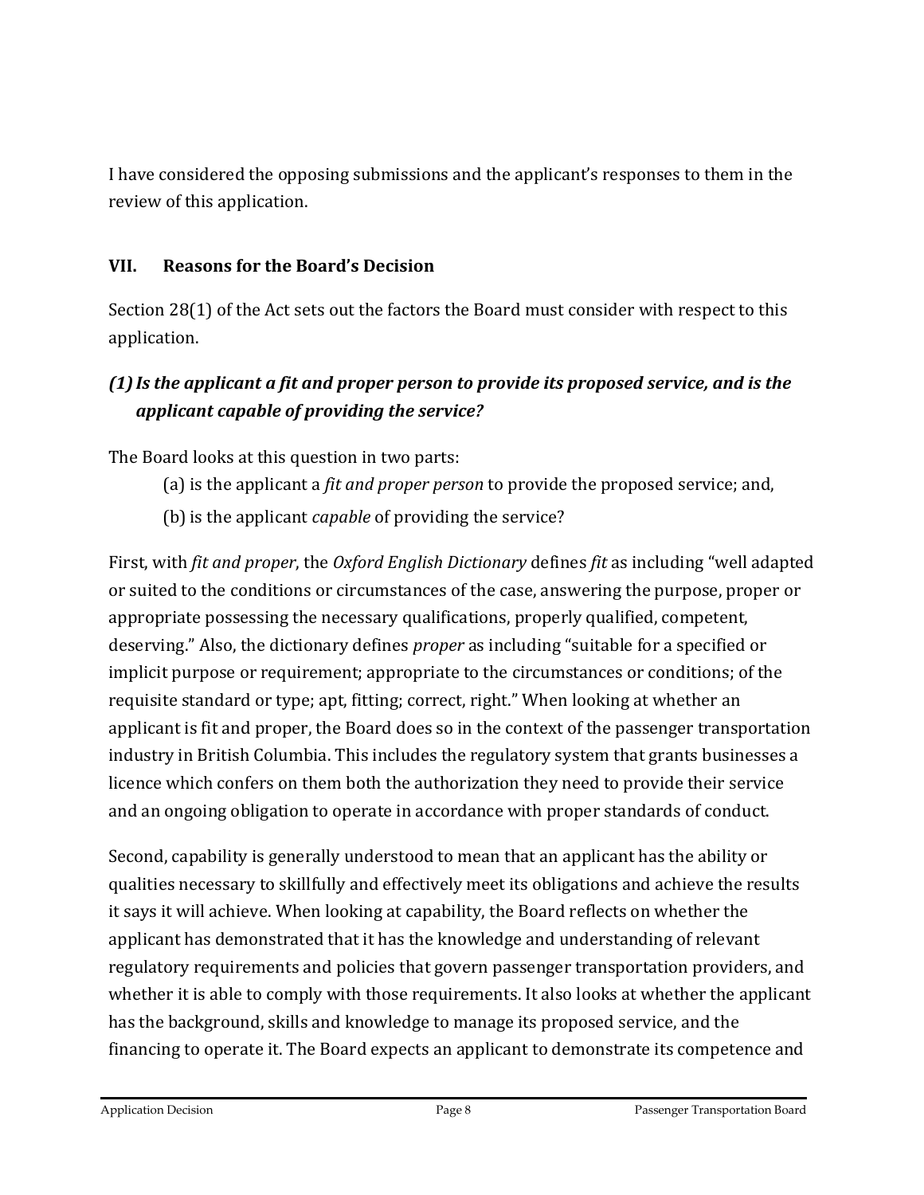I have considered the opposing submissions and the applicant's responses to them in the review of this application.

## VII. Reasons for the Board's Decision

Section 28(1) of the Act sets out the factors the Board must consider with respect to this application.

### *(1) Is the applicant a fit and proper person to provide its proposed service, and is the applicant capable of providing the service?*

The Board looks at this question in two parts:

(a) is the applicant a *fit and proper person* to provide the proposed service; and,

(b) is the applicant *capable* of providing the service?

First, with *fit and proper*, the *Oxford English Dictionary* defines *fit* as including "well adapted or suited to the conditions or circumstances of the case, answering the purpose, proper or appropriate possessing the necessary qualifications, properly qualified, competent, deserving." Also, the dictionary defines *proper* as including "suitable for a specified or implicit purpose or requirement; appropriate to the circumstances or conditions; of the requisite standard or type; apt, fitting; correct, right." When looking at whether an applicant is fit and proper, the Board does so in the context of the passenger transportation industry in British Columbia. This includes the regulatory system that grants businesses a licence which confers on them both the authorization they need to provide their service and an ongoing obligation to operate in accordance with proper standards of conduct.

Second, capability is generally understood to mean that an applicant has the ability or qualities necessary to skillfully and effectively meet its obligations and achieve the results it says it will achieve. When looking at capability, the Board reflects on whether the applicant has demonstrated that it has the knowledge and understanding of relevant regulatory requirements and policies that govern passenger transportation providers, and whether it is able to comply with those requirements. It also looks at whether the applicant has the background, skills and knowledge to manage its proposed service, and the financing to operate it. The Board expects an applicant to demonstrate its competence and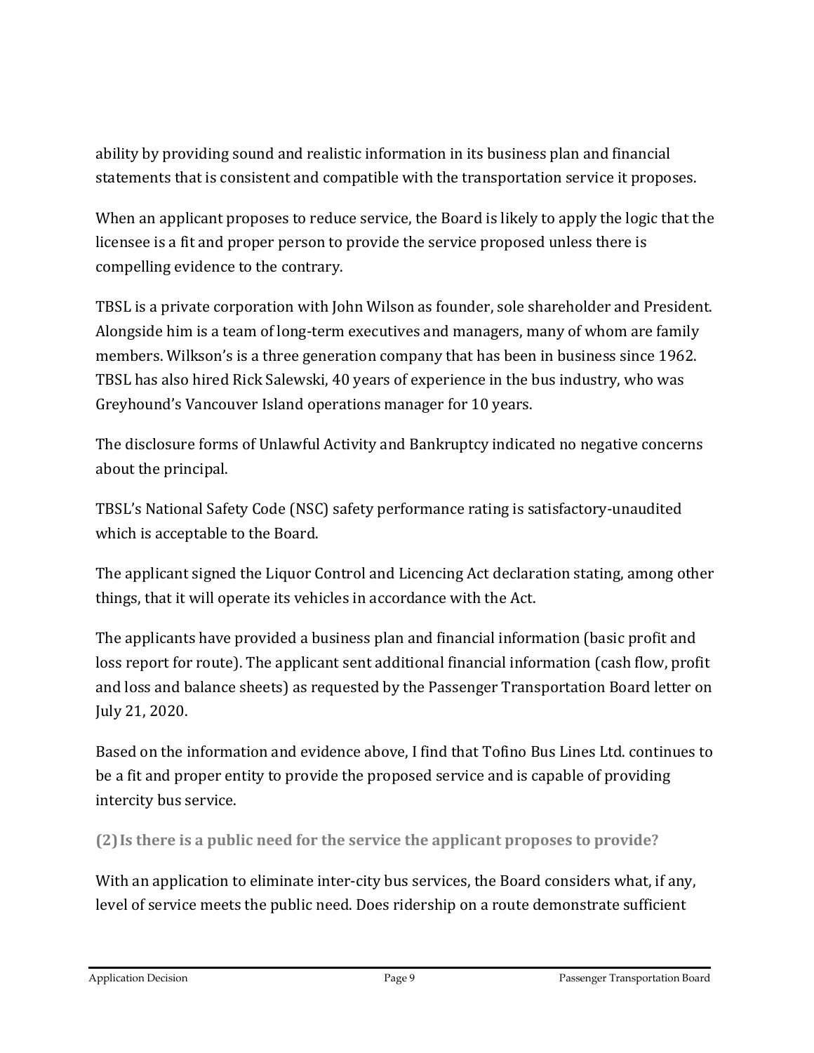ability by providing sound and realistic information in its business plan and financial statements that is consistent and compatible with the transportation service it proposes.

When an applicant proposes to reduce service, the Board is likely to apply the logic that the licensee is a fit and proper person to provide the service proposed unless there is compelling evidence to the contrary.

TBSL is a private corporation with John Wilson as founder, sole shareholder and President. Alongside him is a team of long-term executives and managers, many of whom are family members. Wilkson's is a three generation company that has been in business since 1962. TBSL has also hired Rick Salewski, 40 years of experience in the bus industry, who was Greyhound's Vancouver Island operations manager for 10 years.

The disclosure forms of Unlawful Activity and Bankruptcy indicated no negative concerns about the principal.

TBSL's National Safety Code (NSC) safety performance rating is satisfactory-unaudited which is acceptable to the Board.

The applicant signed the Liquor Control and Licencing Act declaration stating, among other things, that it will operate its vehicles in accordance with the Act.

The applicants have provided a business plan and financial information (basic profit and loss report for route). The applicant sent additional financial information (cash flow, profit and loss and balance sheets) as requested by the Passenger Transportation Board letter on July 21, 2020.

Based on the information and evidence above, I find that Tofino Bus Lines Ltd. continues to be a fit and proper entity to provide the proposed service and is capable of providing intercity bus service.

### (2) Is there is a public need for the service the applicant proposes to provide?

With an application to eliminate inter-city bus services, the Board considers what, if any, level of service meets the public need. Does ridership on a route demonstrate sufficient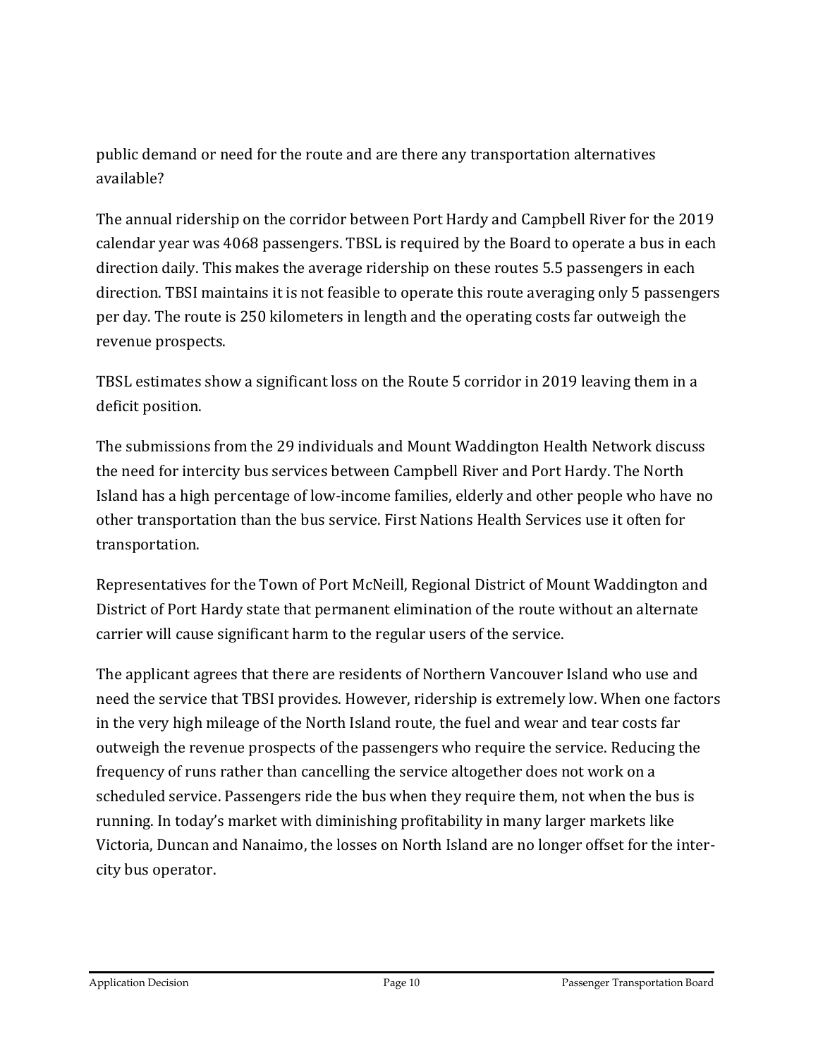public demand or need for the route and are there any transportation alternatives available?

The annual ridership on the corridor between Port Hardy and Campbell River for the 2019 calendar year was 4068 passengers. TBSL is required by the Board to operate a bus in each direction daily. This makes the average ridership on these routes 5.5 passengers in each direction. TBSI maintains it is not feasible to operate this route averaging only 5 passengers per day. The route is 250 kilometers in length and the operating costs far outweigh the revenue prospects.

TBSL estimates show a significant loss on the Route 5 corridor in 2019 leaving them in a deficit position.

The submissions from the 29 individuals and Mount Waddington Health Network discuss the need for intercity bus services between Campbell River and Port Hardy. The North Island has a high percentage of low-income families, elderly and other people who have no other transportation than the bus service. First Nations Health Services use it often for transportation.

Representatives for the Town of Port McNeill, Regional District of Mount Waddington and District of Port Hardy state that permanent elimination of the route without an alternate carrier will cause significant harm to the regular users of the service.

The applicant agrees that there are residents of Northern Vancouver Island who use and need the service that TBSI provides. However, ridership is extremely low. When one factors in the very high mileage of the North Island route, the fuel and wear and tear costs far outweigh the revenue prospects of the passengers who require the service. Reducing the frequency of runs rather than cancelling the service altogether does not work on a scheduled service. Passengers ride the bus when they require them, not when the bus is running. In today's market with diminishing profitability in many larger markets like Victoria, Duncan and Nanaimo, the losses on North Island are no longer offset for the inter-city bus operator.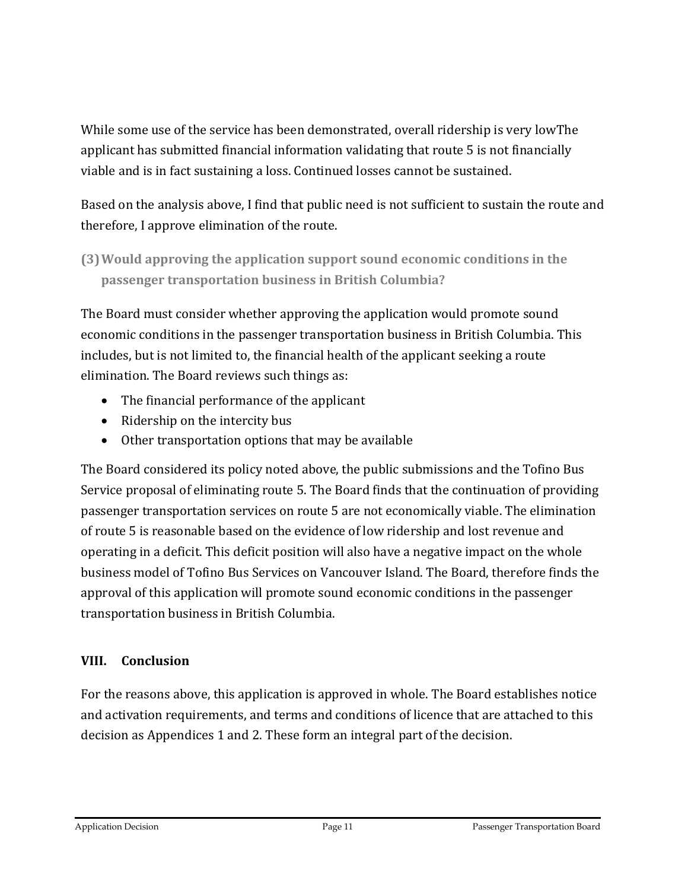While some use of the service has been demonstrated, overall ridership is very lowThe applicant has submitted financial information validating that route 5 is not financially viable and is in fact sustaining a loss. Continued losses cannot be sustained.

Based on the analysis above, I find that public need is not sufficient to sustain the route and therefore, I approve elimination of the route.

### (3) Would approving the application support sound economic conditions in the passenger transportation business in British Columbia?

The Board must consider whether approving the application would promote sound economic conditions in the passenger transportation business in British Columbia. This includes, but is not limited to, the financial health of the applicant seeking a route elimination. The Board reviews such things as:

- The financial performance of the applicant
- Ridership on the intercity bus
- Other transportation options that may be available

The Board considered its policy noted above, the public submissions and the Tofino Bus Service proposal of eliminating route 5. The Board finds that the continuation of providing passenger transportation services on route 5 are not economically viable. The elimination of route 5 is reasonable based on the evidence of low ridership and lost revenue and operating in a deficit. This deficit position will also have a negative impact on the whole business model of Tofino Bus Services on Vancouver Island. The Board, therefore finds the approval of this application will promote sound economic conditions in the passenger transportation business in British Columbia.

## VIII. Conclusion

For the reasons above, this application is approved in whole. The Board establishes notice and activation requirements, and terms and conditions of licence that are attached to this decision as Appendices 1 and 2. These form an integral part of the decision.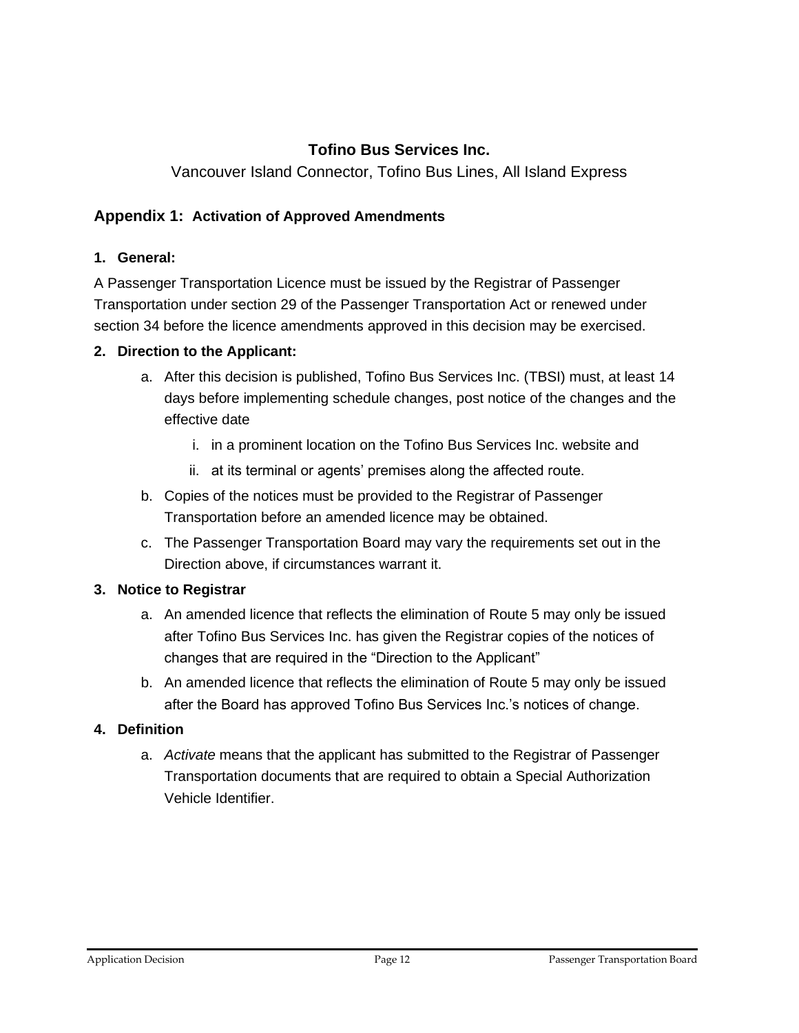**Tofino Bus Services Inc.**

Vancouver Island Connector, Tofino Bus Lines, All Island Express

## Appendix 1: Activation of Approved Amendments

### 1. General:

A Passenger Transportation Licence must be issued by the Registrar of Passenger Transportation under section 29 of the Passenger Transportation Act or renewed under section 34 before the licence amendments approved in this decision may be exercised.

### 2. Direction to the Applicant:

a. After this decision is published, Tofino Bus Services Inc. (TBSI) must, at least 14 days before implementing schedule changes, post notice of the changes and the effective date

   i. in a prominent location on the Tofino Bus Services Inc. website and

   ii. at its terminal or agents' premises along the affected route.

b. Copies of the notices must be provided to the Registrar of Passenger Transportation before an amended licence may be obtained.

c. The Passenger Transportation Board may vary the requirements set out in the Direction above, if circumstances warrant it.

### 3. Notice to Registrar

a. An amended licence that reflects the elimination of Route 5 may only be issued after Tofino Bus Services Inc. has given the Registrar copies of the notices of changes that are required in the "Direction to the Applicant"

b. An amended licence that reflects the elimination of Route 5 may only be issued after the Board has approved Tofino Bus Services Inc.'s notices of change.

### 4. Definition

a. *Activate* means that the applicant has submitted to the Registrar of Passenger Transportation documents that are required to obtain a Special Authorization Vehicle Identifier.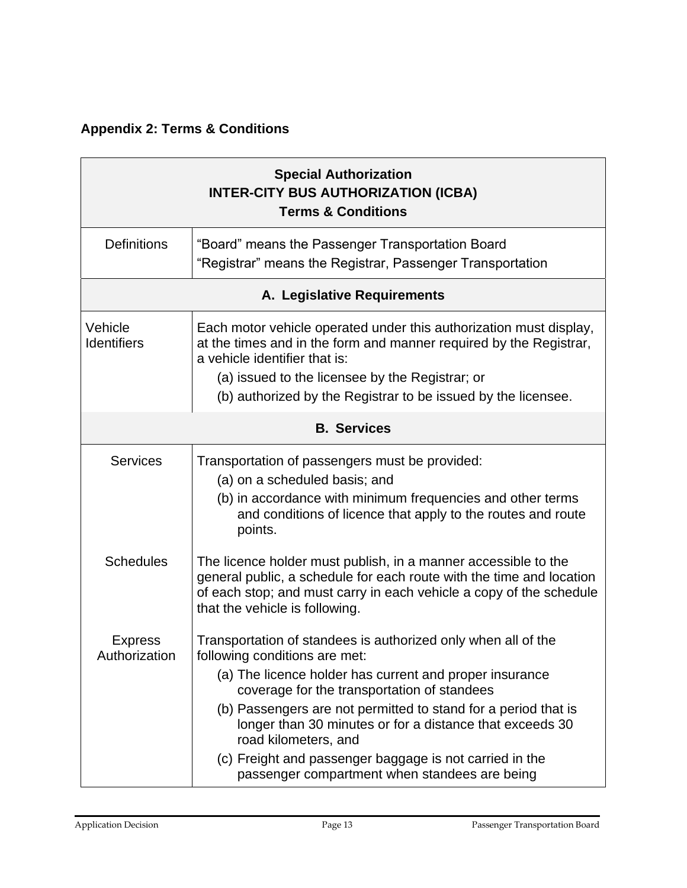## Appendix 2: Terms & Conditions

| Special Authorization<br>INTER-CITY BUS AUTHORIZATION (ICBA)<br>Terms & Conditions | |
|---|---|
| Definitions | "Board" means the Passenger Transportation Board<br>"Registrar" means the Registrar, Passenger Transportation |
| **A. Legislative Requirements** | |
| Vehicle Identifiers | Each motor vehicle operated under this authorization must display, at the times and in the form and manner required by the Registrar, a vehicle identifier that is:<br>(a) issued to the licensee by the Registrar; or<br>(b) authorized by the Registrar to be issued by the licensee. |
| **B. Services** | |
| Services | Transportation of passengers must be provided:<br>(a) on a scheduled basis; and<br>(b) in accordance with minimum frequencies and other terms and conditions of licence that apply to the routes and route points. |
| Schedules | The licence holder must publish, in a manner accessible to the general public, a schedule for each route with the time and location of each stop; and must carry in each vehicle a copy of the schedule that the vehicle is following. |
| Express Authorization | Transportation of standees is authorized only when all of the following conditions are met:<br>(a) The licence holder has current and proper insurance coverage for the transportation of standees<br>(b) Passengers are not permitted to stand for a period that is longer than 30 minutes or for a distance that exceeds 30 road kilometers, and<br>(c) Freight and passenger baggage is not carried in the passenger compartment when standees are being |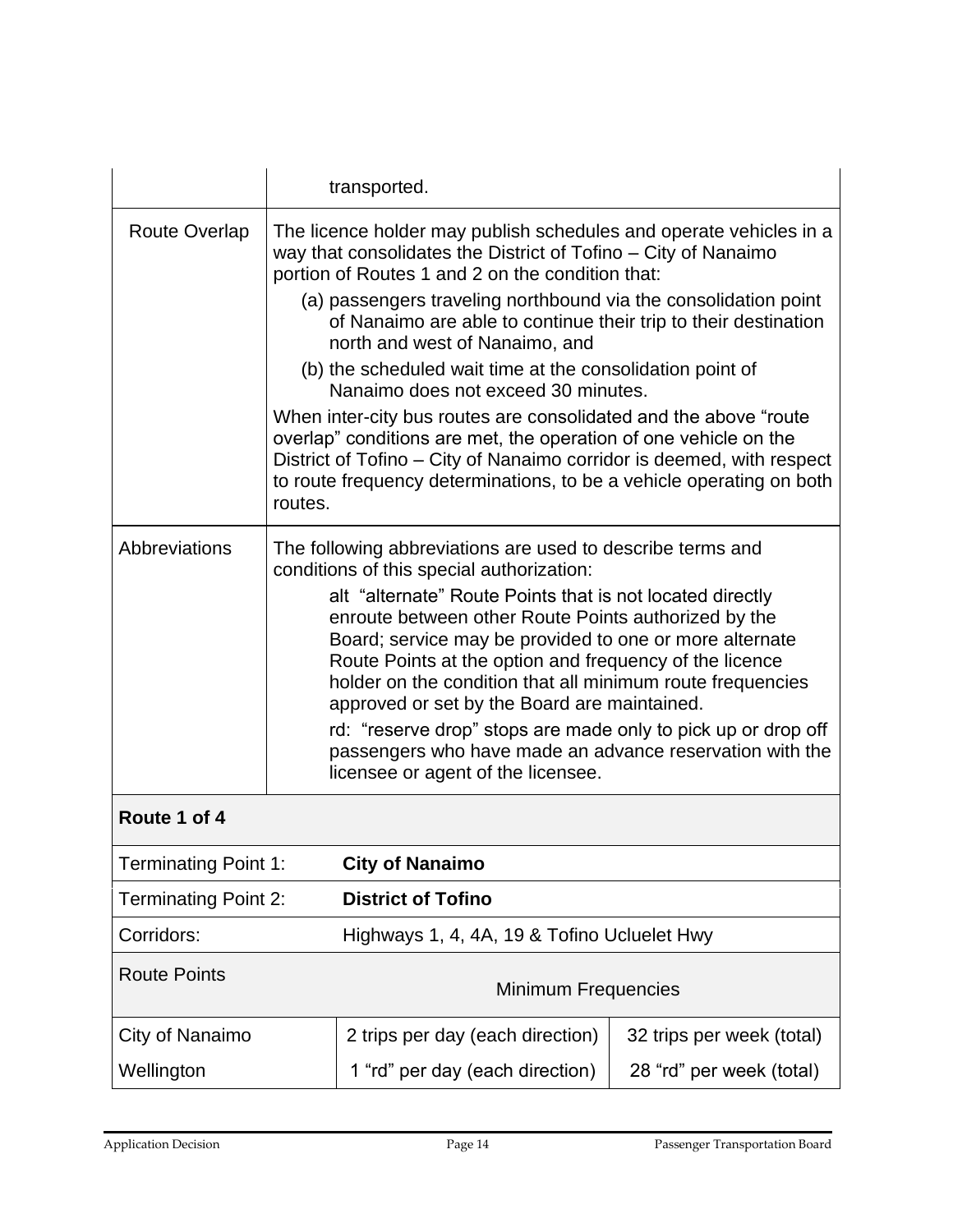| | |
|---|---|
| | transported. |
| Route Overlap | The licence holder may publish schedules and operate vehicles in a way that consolidates the District of Tofino – City of Nanaimo portion of Routes 1 and 2 on the condition that:<br>(a) passengers traveling northbound via the consolidation point of Nanaimo are able to continue their trip to their destination north and west of Nanaimo, and<br>(b) the scheduled wait time at the consolidation point of Nanaimo does not exceed 30 minutes.<br>When inter-city bus routes are consolidated and the above "route overlap" conditions are met, the operation of one vehicle on the District of Tofino – City of Nanaimo corridor is deemed, with respect to route frequency determinations, to be a vehicle operating on both routes. |
| Abbreviations | The following abbreviations are used to describe terms and conditions of this special authorization:<br>alt "alternate" Route Points that is not located directly enroute between other Route Points authorized by the Board; service may be provided to one or more alternate Route Points at the option and frequency of the licence holder on the condition that all minimum route frequencies approved or set by the Board are maintained.<br>rd: "reserve drop" stops are made only to pick up or drop off passengers who have made an advance reservation with the licensee or agent of the licensee. |

**Route 1 of 4**

| | | |
|---|---|---|
| Terminating Point 1: | **City of Nanaimo** | |
| Terminating Point 2: | **District of Tofino** | |
| Corridors: | Highways 1, 4, 4A, 19 & Tofino Ucluelet Hwy | |
| Route Points | Minimum Frequencies | |
| City of Nanaimo | 2 trips per day (each direction) | 32 trips per week (total) |
| Wellington | 1 "rd" per day (each direction) | 28 "rd" per week (total) |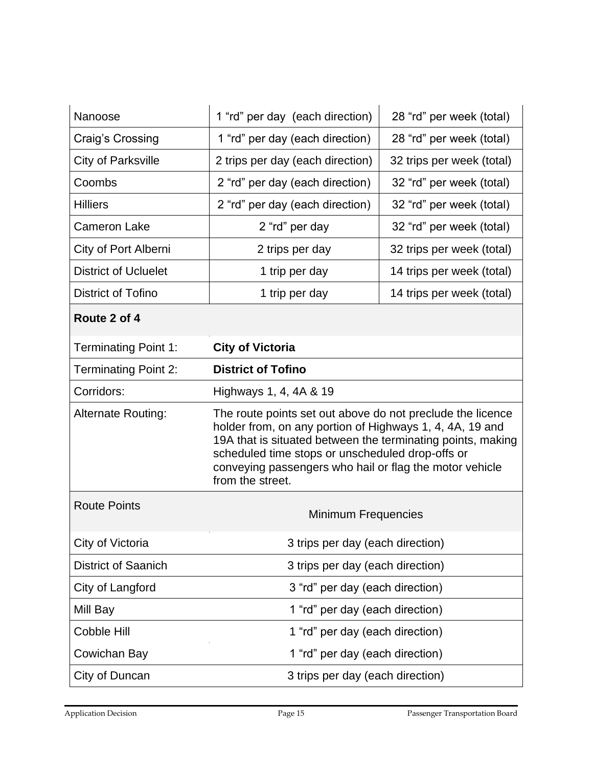| | | |
|---|---|---|
| Nanoose | 1 "rd" per day (each direction) | 28 "rd" per week (total) |
| Craig's Crossing | 1 "rd" per day (each direction) | 28 "rd" per week (total) |
| City of Parksville | 2 trips per day (each direction) | 32 trips per week (total) |
| Coombs | 2 "rd" per day (each direction) | 32 "rd" per week (total) |
| Hilliers | 2 "rd" per day (each direction) | 32 "rd" per week (total) |
| Cameron Lake | 2 "rd" per day | 32 "rd" per week (total) |
| City of Port Alberni | 2 trips per day | 32 trips per week (total) |
| District of Ucluelet | 1 trip per day | 14 trips per week (total) |
| District of Tofino | 1 trip per day | 14 trips per week (total) |

**Route 2 of 4**

| | |
|---|---|
| Terminating Point 1: | **City of Victoria** |
| Terminating Point 2: | **District of Tofino** |
| Corridors: | Highways 1, 4, 4A & 19 |
| Alternate Routing: | The route points set out above do not preclude the licence holder from, on any portion of Highways 1, 4, 4A, 19 and 19A that is situated between the terminating points, making scheduled time stops or unscheduled drop-offs or conveying passengers who hail or flag the motor vehicle from the street. |

| Route Points | Minimum Frequencies |
|---|---|
| City of Victoria | 3 trips per day (each direction) |
| District of Saanich | 3 trips per day (each direction) |
| City of Langford | 3 "rd" per day (each direction) |
| Mill Bay | 1 "rd" per day (each direction) |
| Cobble Hill | 1 "rd" per day (each direction) |
| Cowichan Bay | 1 "rd" per day (each direction) |
| City of Duncan | 3 trips per day (each direction) |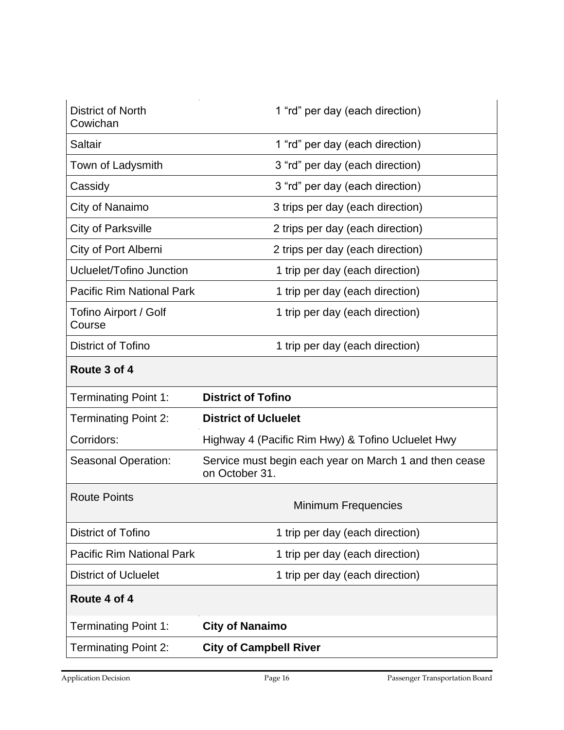| District of North Cowichan | 1 “rd” per day (each direction) |
|---|---|
| Saltair | 1 “rd” per day (each direction) |
| Town of Ladysmith | 3 “rd” per day (each direction) |
| Cassidy | 3 “rd” per day (each direction) |
| City of Nanaimo | 3 trips per day (each direction) |
| City of Parksville | 2 trips per day (each direction) |
| City of Port Alberni | 2 trips per day (each direction) |
| Ucluelet/Tofino Junction | 1 trip per day (each direction) |
| Pacific Rim National Park | 1 trip per day (each direction) |
| Tofino Airport / Golf Course | 1 trip per day (each direction) |
| District of Tofino | 1 trip per day (each direction) |

| **Route 3 of 4** | |
|---|---|
| Terminating Point 1: | **District of Tofino** |
| Terminating Point 2: | **District of Ucluelet** |
| Corridors: | Highway 4 (Pacific Rim Hwy) & Tofino Ucluelet Hwy |
| Seasonal Operation: | Service must begin each year on March 1 and then cease on October 31. |
| Route Points | Minimum Frequencies |
| District of Tofino | 1 trip per day (each direction) |
| Pacific Rim National Park | 1 trip per day (each direction) |
| District of Ucluelet | 1 trip per day (each direction) |

| **Route 4 of 4** | |
|---|---|
| Terminating Point 1: | **City of Nanaimo** |
| Terminating Point 2: | **City of Campbell River** |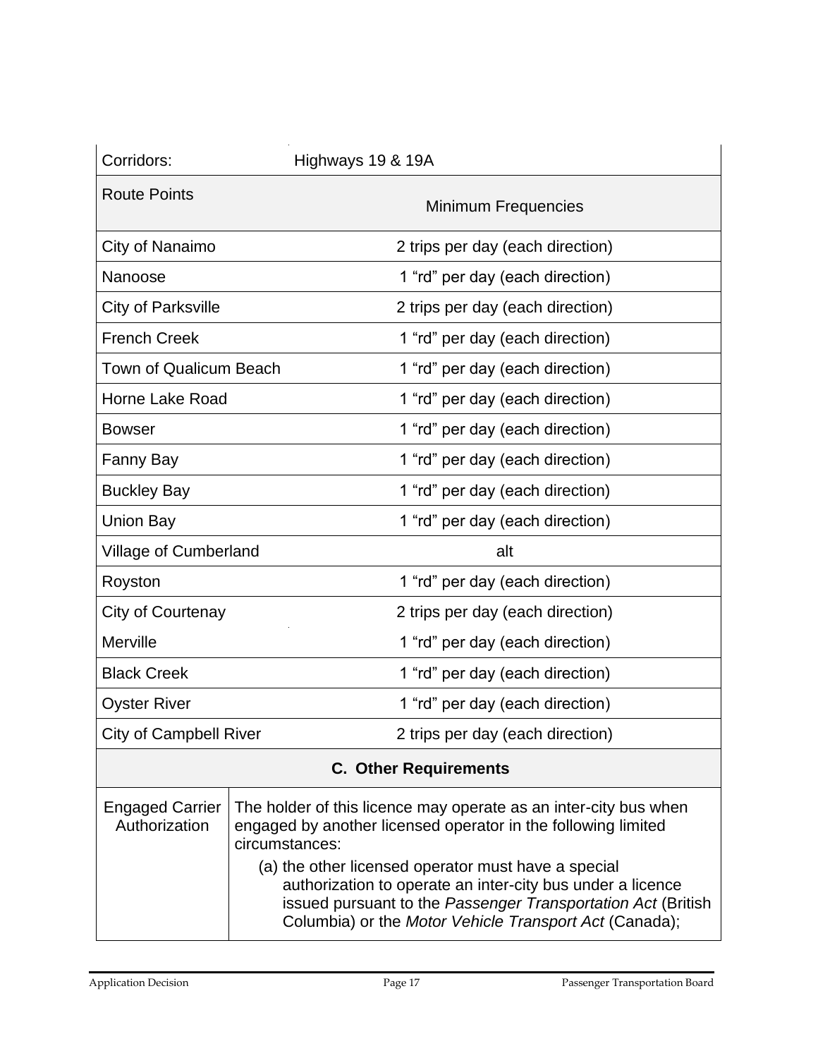| Corridors: | Highways 19 & 19A |
|---|---|
| Route Points | Minimum Frequencies |
| City of Nanaimo | 2 trips per day (each direction) |
| Nanoose | 1 “rd” per day (each direction) |
| City of Parksville | 2 trips per day (each direction) |
| French Creek | 1 “rd” per day (each direction) |
| Town of Qualicum Beach | 1 “rd” per day (each direction) |
| Horne Lake Road | 1 “rd” per day (each direction) |
| Bowser | 1 “rd” per day (each direction) |
| Fanny Bay | 1 “rd” per day (each direction) |
| Buckley Bay | 1 “rd” per day (each direction) |
| Union Bay | 1 “rd” per day (each direction) |
| Village of Cumberland | alt |
| Royston | 1 “rd” per day (each direction) |
| City of Courtenay | 2 trips per day (each direction) |
| Merville | 1 “rd” per day (each direction) |
| Black Creek | 1 “rd” per day (each direction) |
| Oyster River | 1 “rd” per day (each direction) |
| City of Campbell River | 2 trips per day (each direction) |

**C. Other Requirements**

| Engaged Carrier Authorization | The holder of this licence may operate as an inter-city bus when engaged by another licensed operator in the following limited circumstances:<br>(a) the other licensed operator must have a special authorization to operate an inter-city bus under a licence issued pursuant to the *Passenger Transportation Act* (British Columbia) or the *Motor Vehicle Transport Act* (Canada); |
|---|---|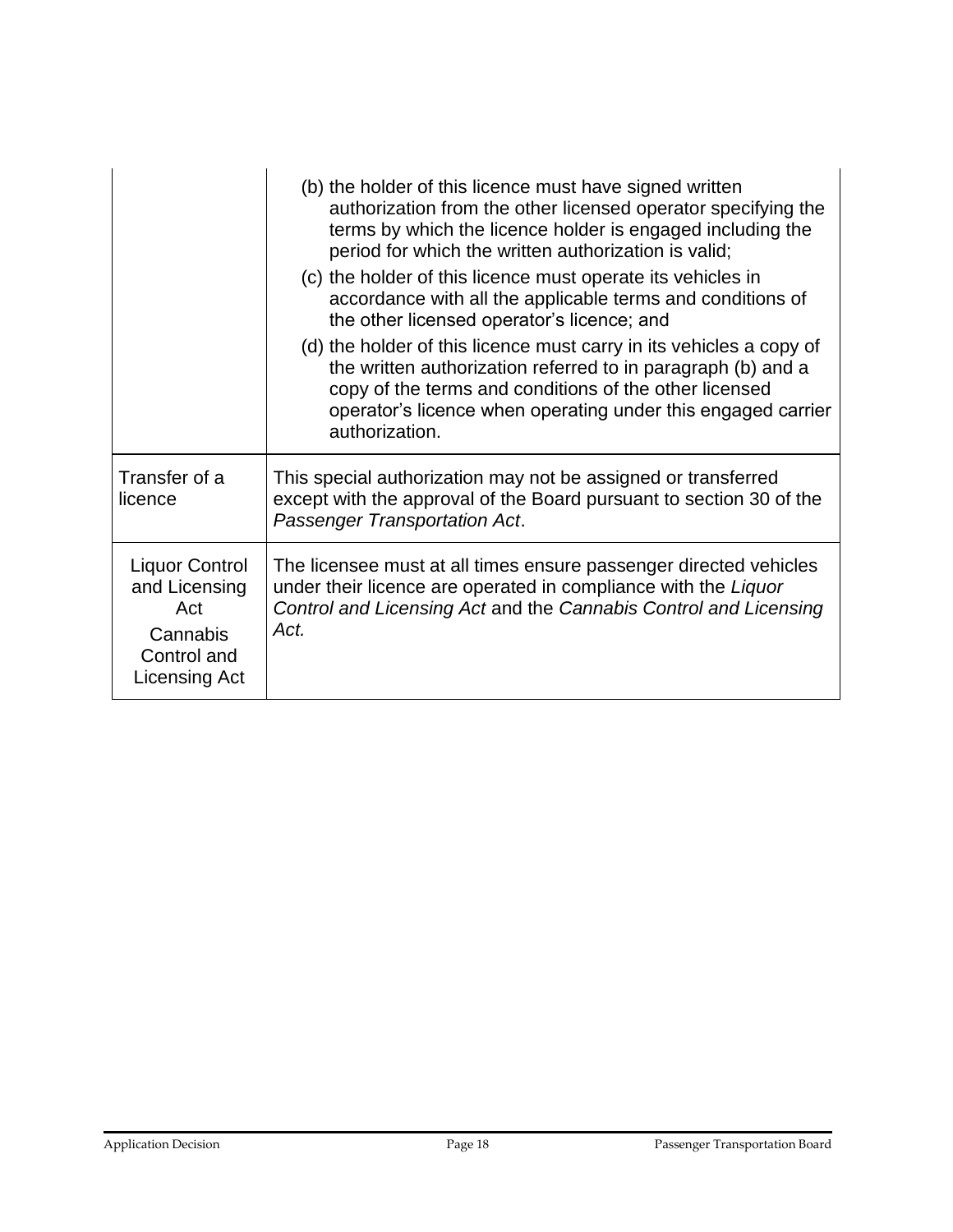| | |
|---|---|
| | (b) the holder of this licence must have signed written authorization from the other licensed operator specifying the terms by which the licence holder is engaged including the period for which the written authorization is valid;<br>(c) the holder of this licence must operate its vehicles in accordance with all the applicable terms and conditions of the other licensed operator's licence; and<br>(d) the holder of this licence must carry in its vehicles a copy of the written authorization referred to in paragraph (b) and a copy of the terms and conditions of the other licensed operator's licence when operating under this engaged carrier authorization. |
| Transfer of a licence | This special authorization may not be assigned or transferred except with the approval of the Board pursuant to section 30 of the *Passenger Transportation Act*. |
| Liquor Control and Licensing Act<br>Cannabis Control and Licensing Act | The licensee must at all times ensure passenger directed vehicles under their licence are operated in compliance with the *Liquor Control and Licensing Act* and the *Cannabis Control and Licensing Act.* |